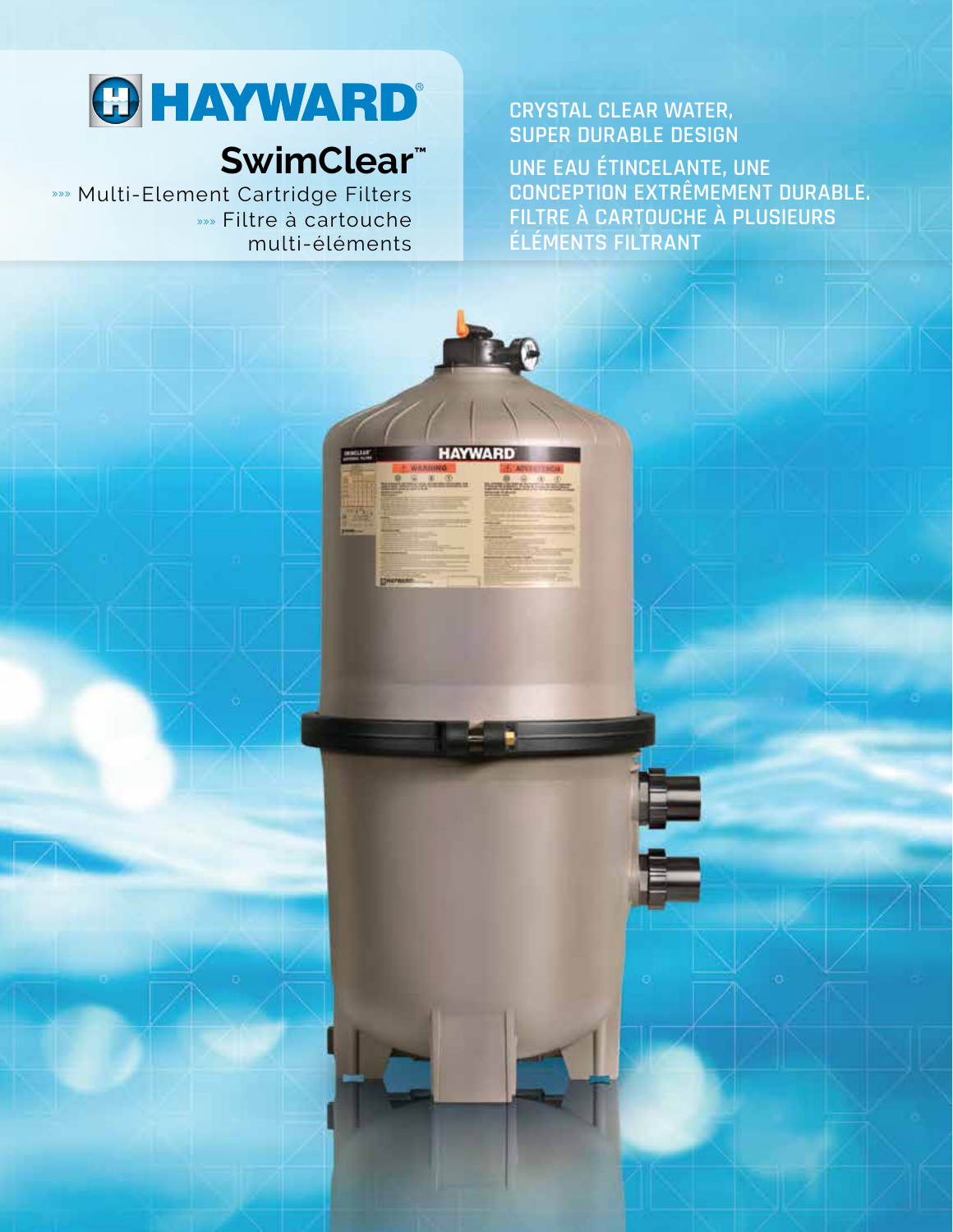# HAYWARD®

## SwimClear™

»»» Multi-Element Cartridge Filters

»»» Filtre à cartouche multi-éléments

**CRYSTAL CLEAR WATER, SUPER DURABLE DESIGN**

**UNE EAU ÉTINCELANTE, UNE CONCEPTION EXTRÊMEMENT DURABLE. FILTRE À CARTOUCHE À PLUSIEURS ÉLÉMENTS FILTRANT**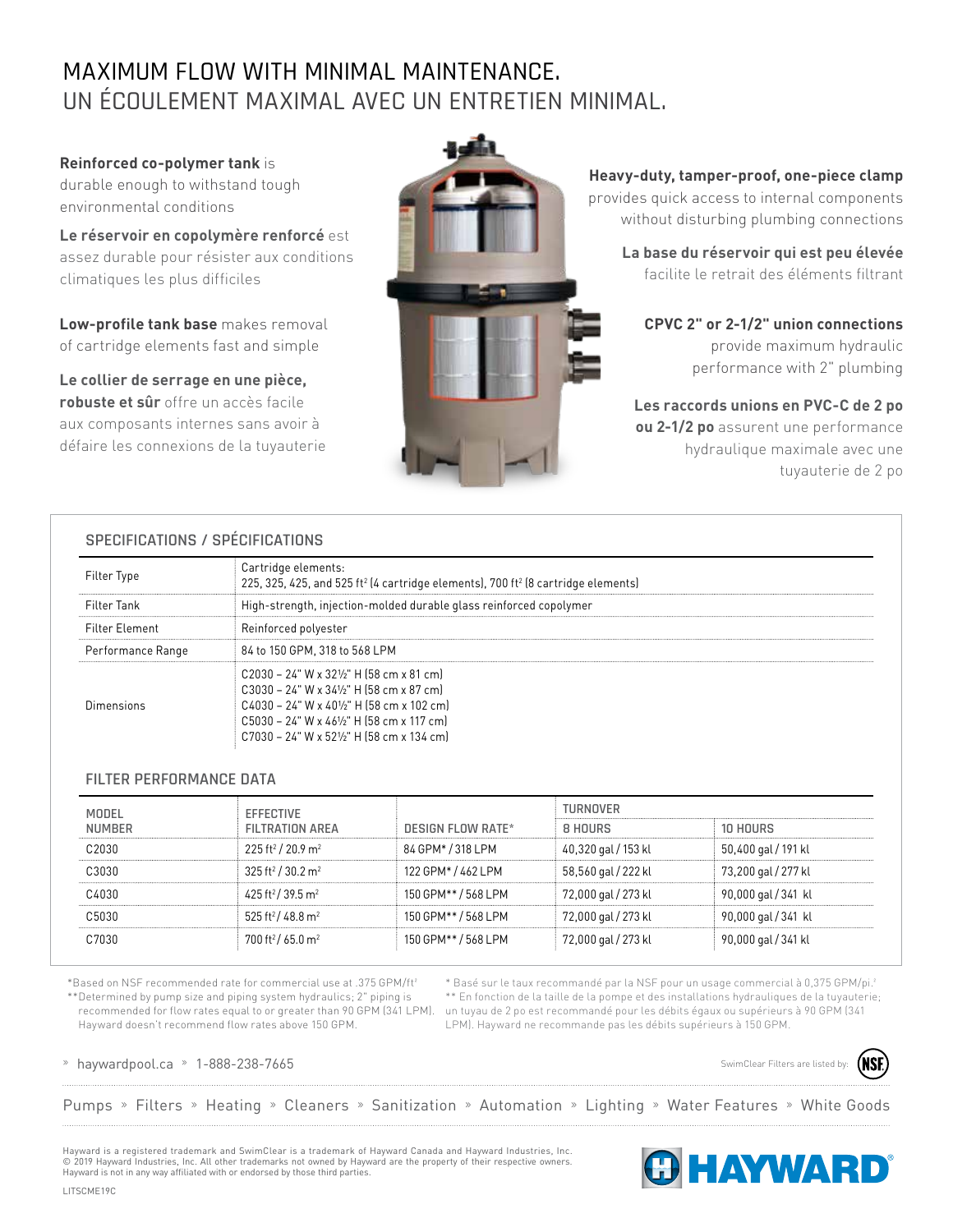# MAXIMUM FLOW WITH MINIMAL MAINTENANCE.
# UN ÉCOULEMENT MAXIMAL AVEC UN ENTRETIEN MINIMAL.

**Reinforced co-polymer tank** is durable enough to withstand tough environmental conditions

**Le réservoir en copolymère renforcé** est assez durable pour résister aux conditions climatiques les plus difficiles

**Low-profile tank base** makes removal of cartridge elements fast and simple

**Le collier de serrage en une pièce, robuste et sûr** offre un accès facile aux composants internes sans avoir à défaire les connexions de la tuyauterie

**Heavy-duty, tamper-proof, one-piece clamp** provides quick access to internal components without disturbing plumbing connections

**La base du réservoir qui est peu élevée** facilite le retrait des éléments filtrant

**CPVC 2" or 2-1/2" union connections** provide maximum hydraulic performance with 2" plumbing

**Les raccords unions en PVC-C de 2 po ou 2-1/2 po** assurent une performance hydraulique maximale avec une tuyauterie de 2 po

## SPECIFICATIONS / SPÉCIFICATIONS

| | |
|---|---|
| Filter Type | Cartridge elements:<br>225, 325, 425, and 525 ft² (4 cartridge elements), 700 ft² (8 cartridge elements) |
| Filter Tank | High-strength, injection-molded durable glass reinforced copolymer |
| Filter Element | Reinforced polyester |
| Performance Range | 84 to 150 GPM, 318 to 568 LPM |
| Dimensions | C2030 – 24" W x 32½" H (58 cm x 81 cm)<br>C3030 – 24" W x 34½" H (58 cm x 87 cm)<br>C4030 – 24" W x 40½" H (58 cm x 102 cm)<br>C5030 – 24" W x 46½" H (58 cm x 117 cm)<br>C7030 – 24" W x 52½" H (58 cm x 134 cm) |

## FILTER PERFORMANCE DATA

| MODEL NUMBER | EFFECTIVE FILTRATION AREA | DESIGN FLOW RATE* | TURNOVER 8 HOURS | TURNOVER 10 HOURS |
|---|---|---|---|---|
| C2030 | 225 ft² / 20.9 m² | 84 GPM* / 318 LPM | 40,320 gal / 153 kl | 50,400 gal / 191 kl |
| C3030 | 325 ft² / 30.2 m² | 122 GPM* / 462 LPM | 58,560 gal / 222 kl | 73,200 gal / 277 kl |
| C4030 | 425 ft² / 39.5 m² | 150 GPM** / 568 LPM | 72,000 gal / 273 kl | 90,000 gal / 341 kl |
| C5030 | 525 ft² / 48.8 m² | 150 GPM** / 568 LPM | 72,000 gal / 273 kl | 90,000 gal / 341 kl |
| C7030 | 700 ft² / 65.0 m² | 150 GPM** / 568 LPM | 72,000 gal / 273 kl | 90,000 gal / 341 kl |

*Based on NSF recommended rate for commercial use at .375 GPM/ft²
**Determined by pump size and piping system hydraulics; 2" piping is recommended for flow rates equal to or greater than 90 GPM (341 LPM). Hayward doesn't recommend flow rates above 150 GPM.

* Basé sur le taux recommandé par la NSF pour un usage commercial à 0,375 GPM/pi.²
** En fonction de la taille de la pompe et des installations hydrauliques de la tuyauterie; un tuyau de 2 po est recommandé pour les débits égaux ou supérieurs à 90 GPM (341 LPM). Hayward ne recommande pas les débits supérieurs à 150 GPM.

» haywardpool.ca » 1-888-238-7665

SwimClear Filters are listed by: NSF

Pumps » Filters » Heating » Cleaners » Sanitization » Automation » Lighting » Water Features » White Goods

Hayward is a registered trademark and SwimClear is a trademark of Hayward Canada and Hayward Industries, Inc.
© 2019 Hayward Industries, Inc. All other trademarks not owned by Hayward are the property of their respective owners.
Hayward is not in any way affiliated with or endorsed by those third parties.

LITSCME19C

HAYWARD®